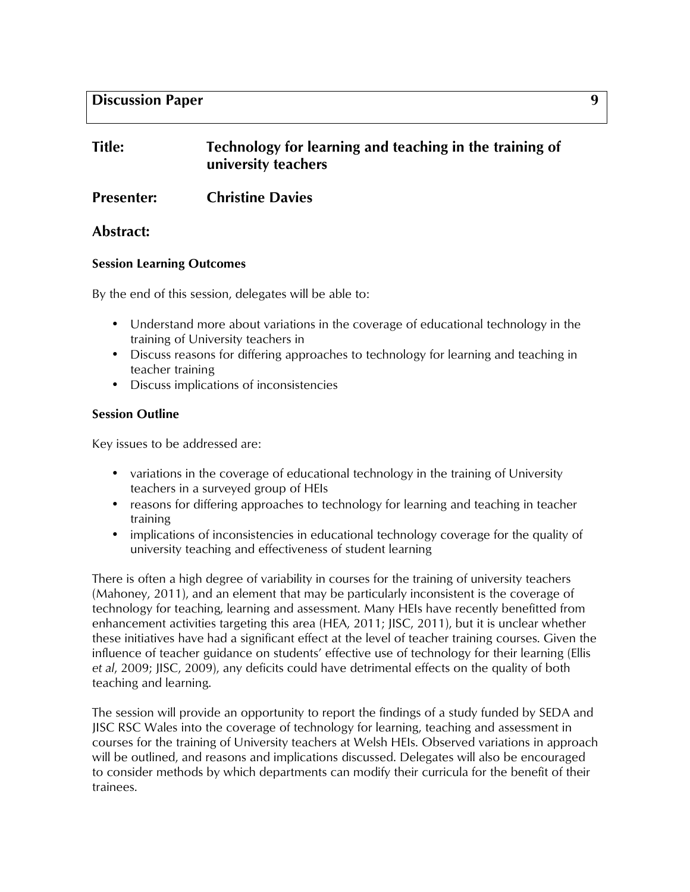**Discussion Paper** **9**

**Title:** **Technology for learning and teaching in the training of university teachers**

**Presenter:** **Christine Davies**

## Abstract:

### Session Learning Outcomes

By the end of this session, delegates will be able to:

- Understand more about variations in the coverage of educational technology in the training of University teachers in
- Discuss reasons for differing approaches to technology for learning and teaching in teacher training
- Discuss implications of inconsistencies

### Session Outline

Key issues to be addressed are:

- variations in the coverage of educational technology in the training of University teachers in a surveyed group of HEIs
- reasons for differing approaches to technology for learning and teaching in teacher training
- implications of inconsistencies in educational technology coverage for the quality of university teaching and effectiveness of student learning

There is often a high degree of variability in courses for the training of university teachers (Mahoney, 2011), and an element that may be particularly inconsistent is the coverage of technology for teaching, learning and assessment. Many HEIs have recently benefitted from enhancement activities targeting this area (HEA, 2011; JISC, 2011), but it is unclear whether these initiatives have had a significant effect at the level of teacher training courses. Given the influence of teacher guidance on students' effective use of technology for their learning (Ellis *et al*, 2009; JISC, 2009), any deficits could have detrimental effects on the quality of both teaching and learning.

The session will provide an opportunity to report the findings of a study funded by SEDA and JISC RSC Wales into the coverage of technology for learning, teaching and assessment in courses for the training of University teachers at Welsh HEIs. Observed variations in approach will be outlined, and reasons and implications discussed. Delegates will also be encouraged to consider methods by which departments can modify their curricula for the benefit of their trainees.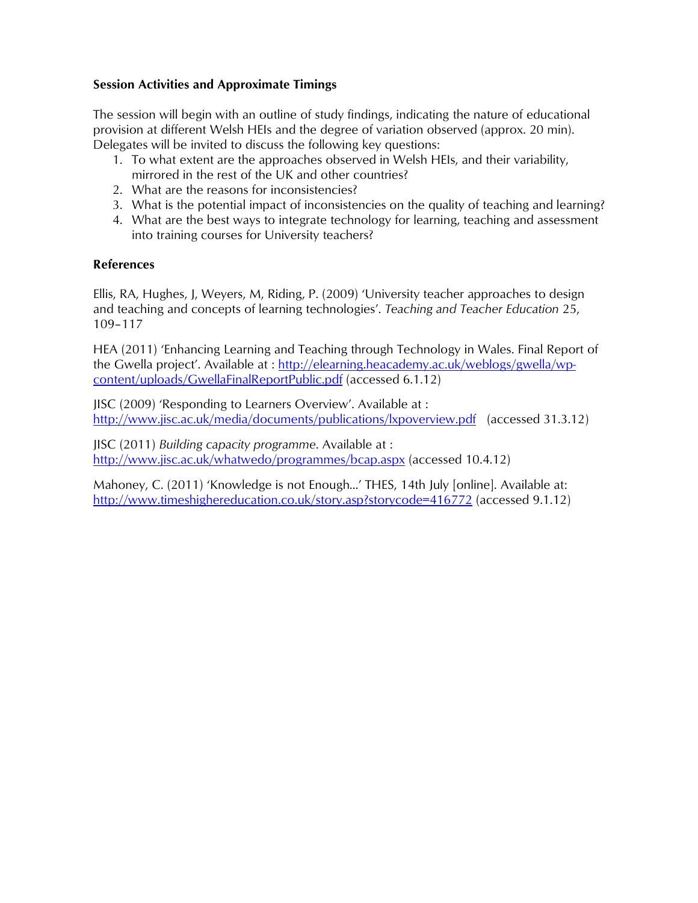**Session Activities and Approximate Timings**

The session will begin with an outline of study findings, indicating the nature of educational provision at different Welsh HEIs and the degree of variation observed (approx. 20 min). Delegates will be invited to discuss the following key questions:

1. To what extent are the approaches observed in Welsh HEIs, and their variability, mirrored in the rest of the UK and other countries?
2. What are the reasons for inconsistencies?
3. What is the potential impact of inconsistencies on the quality of teaching and learning?
4. What are the best ways to integrate technology for learning, teaching and assessment into training courses for University teachers?

**References**

Ellis, RA, Hughes, J, Weyers, M, Riding, P. (2009) 'University teacher approaches to design and teaching and concepts of learning technologies'. *Teaching and Teacher Education* 25, 109–117

HEA (2011) 'Enhancing Learning and Teaching through Technology in Wales. Final Report of the Gwella project'. Available at : http://elearning.heacademy.ac.uk/weblogs/gwella/wp-content/uploads/GwellaFinalReportPublic.pdf (accessed 6.1.12)

JISC (2009) 'Responding to Learners Overview'. Available at : http://www.jisc.ac.uk/media/documents/publications/lxpoverview.pdf (accessed 31.3.12)

JISC (2011) *Building capacity programme*. Available at : http://www.jisc.ac.uk/whatwedo/programmes/bcap.aspx (accessed 10.4.12)

Mahoney, C. (2011) 'Knowledge is not Enough...' THES, 14th July [online]. Available at: http://www.timeshighereducation.co.uk/story.asp?storycode=416772 (accessed 9.1.12)